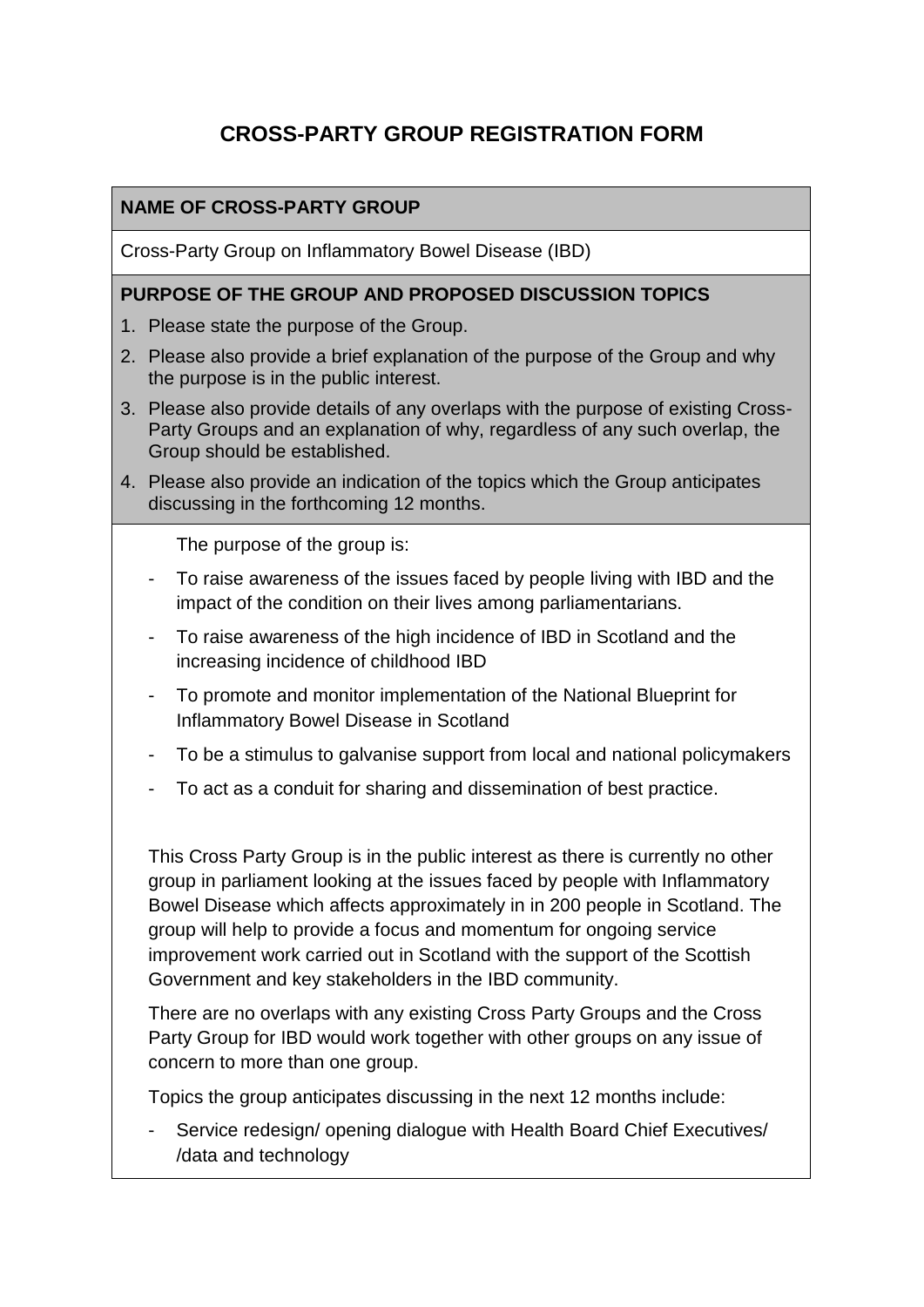# CROSS-PARTY GROUP REGISTRATION FORM

## NAME OF CROSS-PARTY GROUP

Cross-Party Group on Inflammatory Bowel Disease (IBD)

## PURPOSE OF THE GROUP AND PROPOSED DISCUSSION TOPICS

1. Please state the purpose of the Group.
2. Please also provide a brief explanation of the purpose of the Group and why the purpose is in the public interest.
3. Please also provide details of any overlaps with the purpose of existing Cross-Party Groups and an explanation of why, regardless of any such overlap, the Group should be established.
4. Please also provide an indication of the topics which the Group anticipates discussing in the forthcoming 12 months.

The purpose of the group is:

- To raise awareness of the issues faced by people living with IBD and the impact of the condition on their lives among parliamentarians.
- To raise awareness of the high incidence of IBD in Scotland and the increasing incidence of childhood IBD
- To promote and monitor implementation of the National Blueprint for Inflammatory Bowel Disease in Scotland
- To be a stimulus to galvanise support from local and national policymakers
- To act as a conduit for sharing and dissemination of best practice.

This Cross Party Group is in the public interest as there is currently no other group in parliament looking at the issues faced by people with Inflammatory Bowel Disease which affects approximately in in 200 people in Scotland. The group will help to provide a focus and momentum for ongoing service improvement work carried out in Scotland with the support of the Scottish Government and key stakeholders in the IBD community.

There are no overlaps with any existing Cross Party Groups and the Cross Party Group for IBD would work together with other groups on any issue of concern to more than one group.

Topics the group anticipates discussing in the next 12 months include:

- Service redesign/ opening dialogue with Health Board Chief Executives/ /data and technology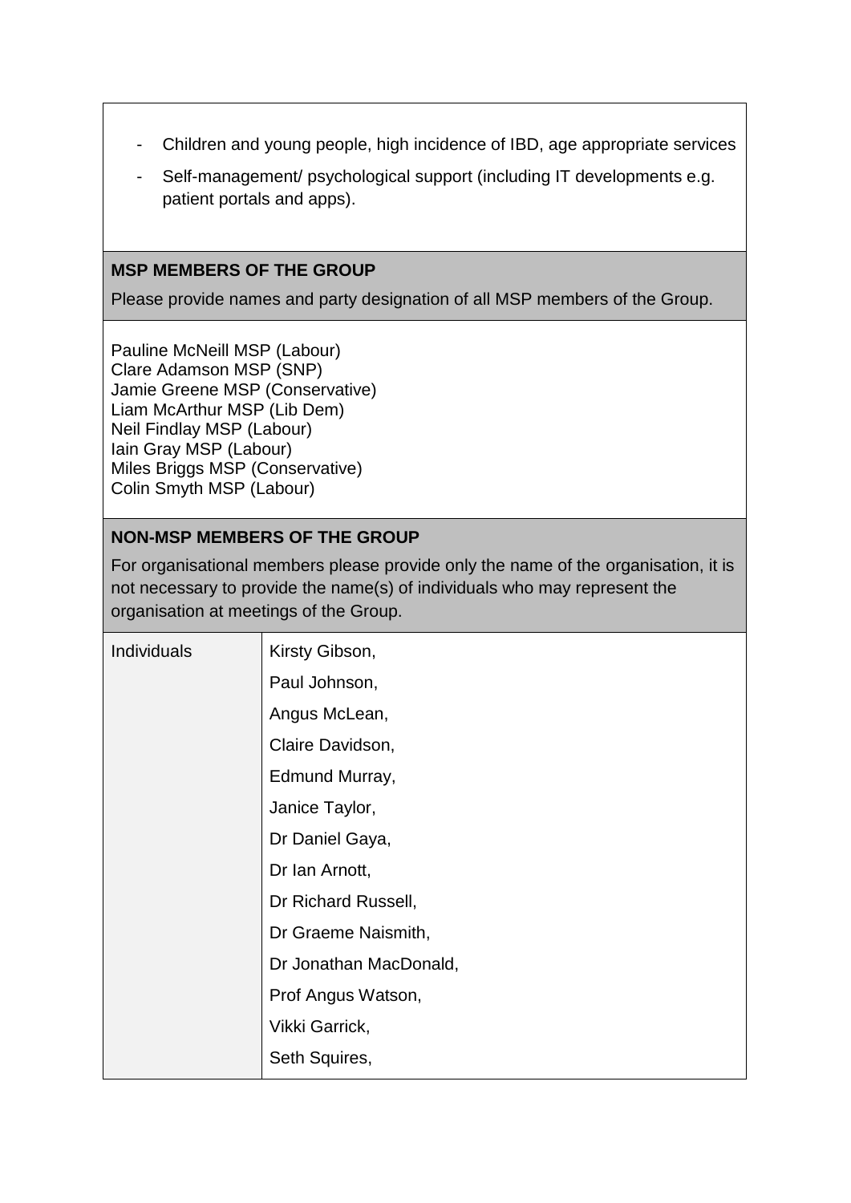- Children and young people, high incidence of IBD, age appropriate services
- Self-management/ psychological support (including IT developments e.g. patient portals and apps).

**MSP MEMBERS OF THE GROUP**

Please provide names and party designation of all MSP members of the Group.

Pauline McNeill MSP (Labour)
Clare Adamson MSP (SNP)
Jamie Greene MSP (Conservative)
Liam McArthur MSP (Lib Dem)
Neil Findlay MSP (Labour)
Iain Gray MSP (Labour)
Miles Briggs MSP (Conservative)
Colin Smyth MSP (Labour)

**NON-MSP MEMBERS OF THE GROUP**

For organisational members please provide only the name of the organisation, it is not necessary to provide the name(s) of individuals who may represent the organisation at meetings of the Group.

| Individuals | Kirsty Gibson, |
| --- | --- |
| | Paul Johnson, |
| | Angus McLean, |
| | Claire Davidson, |
| | Edmund Murray, |
| | Janice Taylor, |
| | Dr Daniel Gaya, |
| | Dr Ian Arnott, |
| | Dr Richard Russell, |
| | Dr Graeme Naismith, |
| | Dr Jonathan MacDonald, |
| | Prof Angus Watson, |
| | Vikki Garrick, |
| | Seth Squires, |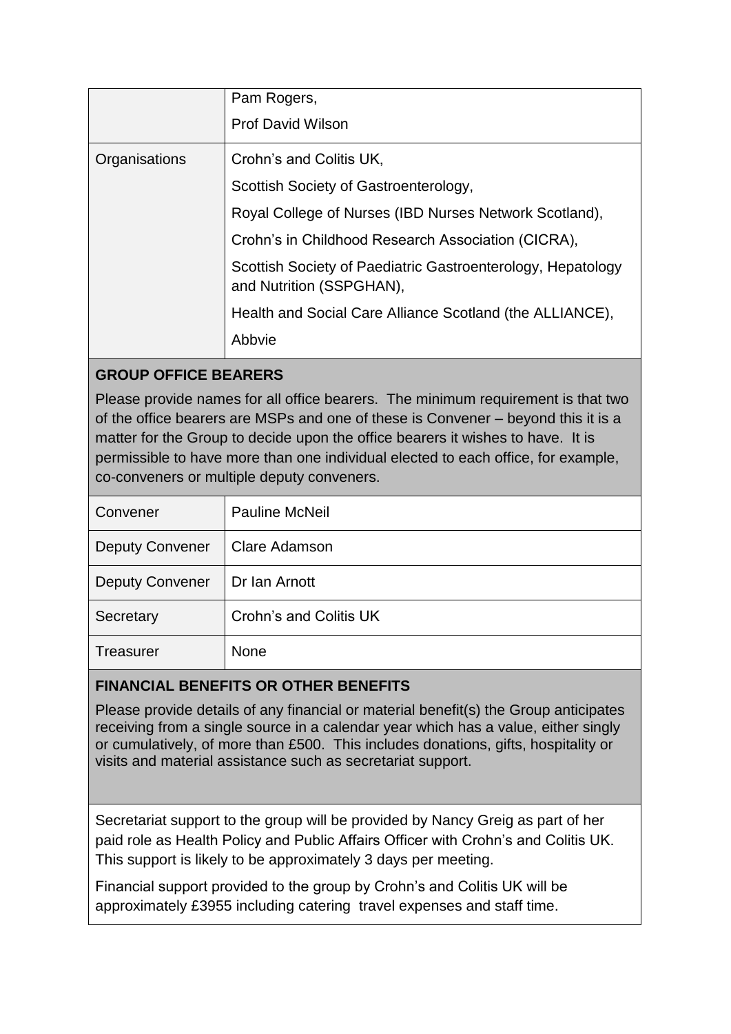| | |
|---|---|
| | Pam Rogers,<br>Prof David Wilson |
| Organisations | Crohn's and Colitis UK,<br>Scottish Society of Gastroenterology,<br>Royal College of Nurses (IBD Nurses Network Scotland),<br>Crohn's in Childhood Research Association (CICRA),<br>Scottish Society of Paediatric Gastroenterology, Hepatology and Nutrition (SSPGHAN),<br>Health and Social Care Alliance Scotland (the ALLIANCE),<br>Abbvie |

**GROUP OFFICE BEARERS**

Please provide names for all office bearers. The minimum requirement is that two of the office bearers are MSPs and one of these is Convener – beyond this it is a matter for the Group to decide upon the office bearers it wishes to have. It is permissible to have more than one individual elected to each office, for example, co-conveners or multiple deputy conveners.

| | |
|---|---|
| Convener | Pauline McNeil |
| Deputy Convener | Clare Adamson |
| Deputy Convener | Dr Ian Arnott |
| Secretary | Crohn's and Colitis UK |
| Treasurer | None |

**FINANCIAL BENEFITS OR OTHER BENEFITS**

Please provide details of any financial or material benefit(s) the Group anticipates receiving from a single source in a calendar year which has a value, either singly or cumulatively, of more than £500. This includes donations, gifts, hospitality or visits and material assistance such as secretariat support.

Secretariat support to the group will be provided by Nancy Greig as part of her paid role as Health Policy and Public Affairs Officer with Crohn's and Colitis UK. This support is likely to be approximately 3 days per meeting.

Financial support provided to the group by Crohn's and Colitis UK will be approximately £3955 including catering travel expenses and staff time.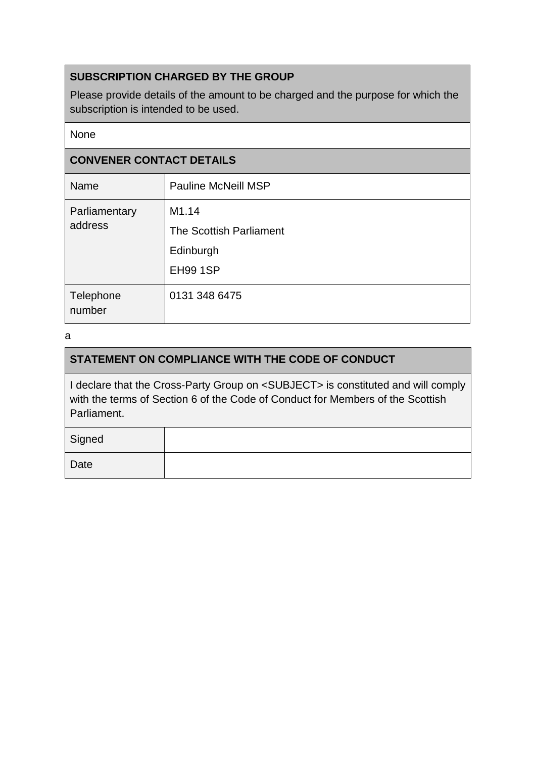| SUBSCRIPTION CHARGED BY THE GROUP |
| --- |
| Please provide details of the amount to be charged and the purpose for which the subscription is intended to be used. |
| None |

| CONVENER CONTACT DETAILS | |
| --- | --- |
| Name | Pauline McNeill MSP |
| Parliamentary address | M1.14<br>The Scottish Parliament<br>Edinburgh<br>EH99 1SP |
| Telephone number | 0131 348 6475 |

a

| STATEMENT ON COMPLIANCE WITH THE CODE OF CONDUCT | |
| --- | --- |
| I declare that the Cross-Party Group on <SUBJECT> is constituted and will comply with the terms of Section 6 of the Code of Conduct for Members of the Scottish Parliament. | |
| Signed | |
| Date | |